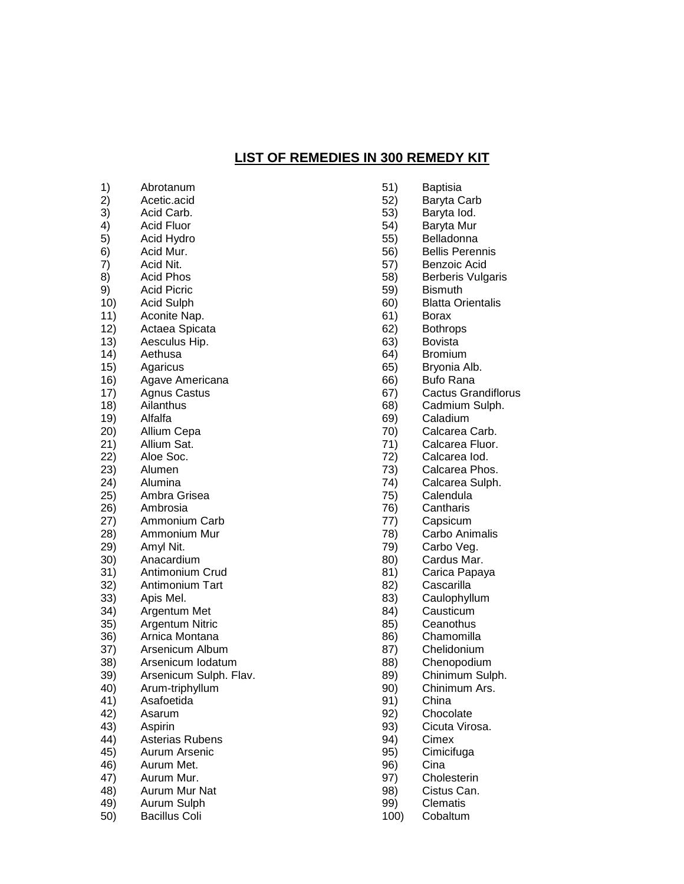# LIST OF REMEDIES IN 300 REMEDY KIT

1) Abrotanum
2) Acetic.acid
3) Acid Carb.
4) Acid Fluor
5) Acid Hydro
6) Acid Mur.
7) Acid Nit.
8) Acid Phos
9) Acid Picric
10) Acid Sulph
11) Aconite Nap.
12) Actaea Spicata
13) Aesculus Hip.
14) Aethusa
15) Agaricus
16) Agave Americana
17) Agnus Castus
18) Ailanthus
19) Alfalfa
20) Allium Cepa
21) Allium Sat.
22) Aloe Soc.
23) Alumen
24) Alumina
25) Ambra Grisea
26) Ambrosia
27) Ammonium Carb
28) Ammonium Mur
29) Amyl Nit.
30) Anacardium
31) Antimonium Crud
32) Antimonium Tart
33) Apis Mel.
34) Argentum Met
35) Argentum Nitric
36) Arnica Montana
37) Arsenicum Album
38) Arsenicum Iodatum
39) Arsenicum Sulph. Flav.
40) Arum-triphyllum
41) Asafoetida
42) Asarum
43) Aspirin
44) Asterias Rubens
45) Aurum Arsenic
46) Aurum Met.
47) Aurum Mur.
48) Aurum Mur Nat
49) Aurum Sulph
50) Bacillus Coli
51) Baptisia
52) Baryta Carb
53) Baryta Iod.
54) Baryta Mur
55) Belladonna
56) Bellis Perennis
57) Benzoic Acid
58) Berberis Vulgaris
59) Bismuth
60) Blatta Orientalis
61) Borax
62) Bothrops
63) Bovista
64) Bromium
65) Bryonia Alb.
66) Bufo Rana
67) Cactus Grandiflorus
68) Cadmium Sulph.
69) Caladium
70) Calcarea Carb.
71) Calcarea Fluor.
72) Calcarea Iod.
73) Calcarea Phos.
74) Calcarea Sulph.
75) Calendula
76) Cantharis
77) Capsicum
78) Carbo Animalis
79) Carbo Veg.
80) Cardus Mar.
81) Carica Papaya
82) Cascarilla
83) Caulophyllum
84) Causticum
85) Ceanothus
86) Chamomilla
87) Chelidonium
88) Chenopodium
89) Chinimum Sulph.
90) Chinimum Ars.
91) China
92) Chocolate
93) Cicuta Virosa.
94) Cimex
95) Cimicifuga
96) Cina
97) Cholesterin
98) Cistus Can.
99) Clematis
100) Cobaltum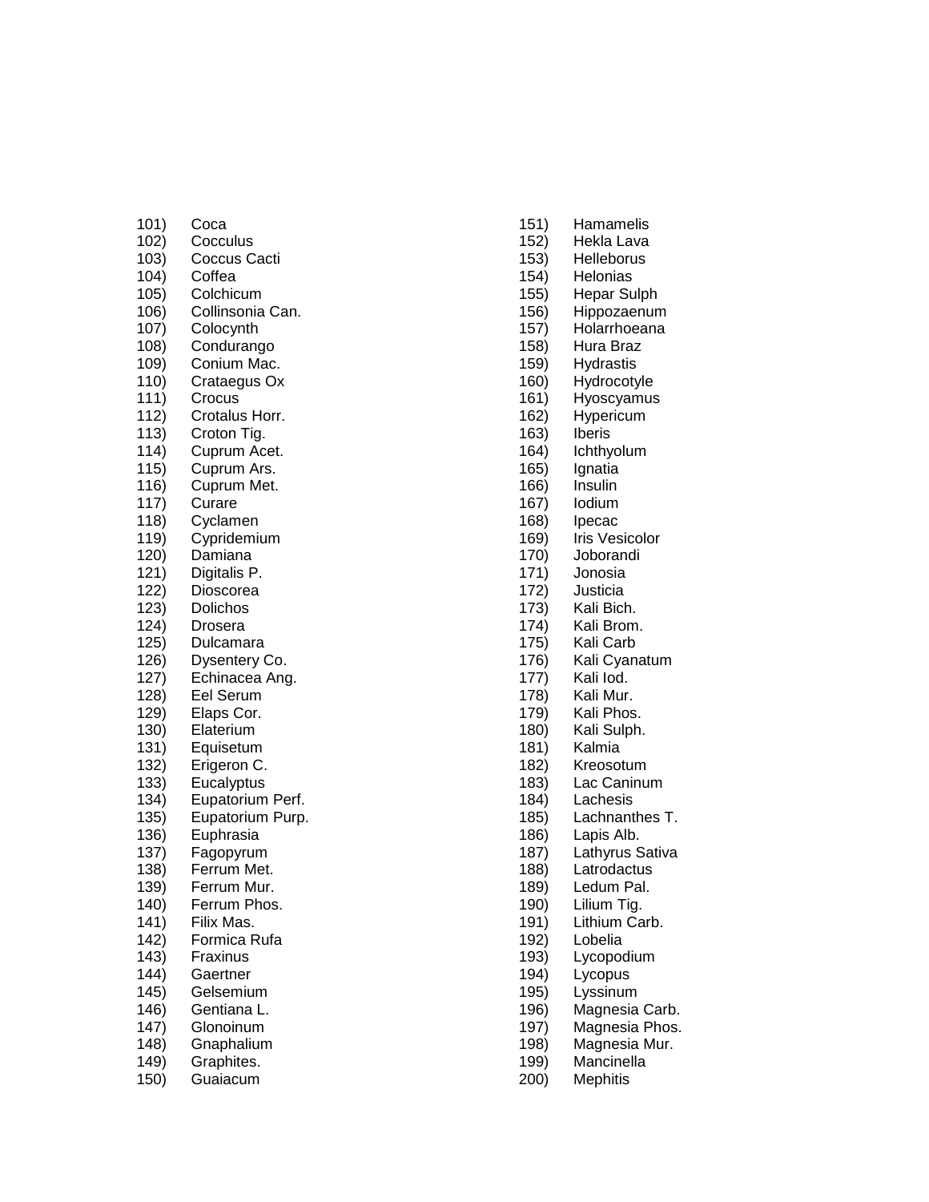101) Coca
102) Cocculus
103) Coccus Cacti
104) Coffea
105) Colchicum
106) Collinsonia Can.
107) Colocynth
108) Condurango
109) Conium Mac.
110) Crataegus Ox
111) Crocus
112) Crotalus Horr.
113) Croton Tig.
114) Cuprum Acet.
115) Cuprum Ars.
116) Cuprum Met.
117) Curare
118) Cyclamen
119) Cypridemium
120) Damiana
121) Digitalis P.
122) Dioscorea
123) Dolichos
124) Drosera
125) Dulcamara
126) Dysentery Co.
127) Echinacea Ang.
128) Eel Serum
129) Elaps Cor.
130) Elaterium
131) Equisetum
132) Erigeron C.
133) Eucalyptus
134) Eupatorium Perf.
135) Eupatorium Purp.
136) Euphrasia
137) Fagopyrum
138) Ferrum Met.
139) Ferrum Mur.
140) Ferrum Phos.
141) Filix Mas.
142) Formica Rufa
143) Fraxinus
144) Gaertner
145) Gelsemium
146) Gentiana L.
147) Glonoinum
148) Gnaphalium
149) Graphites.
150) Guaiacum
151) Hamamelis
152) Hekla Lava
153) Helleborus
154) Helonias
155) Hepar Sulph
156) Hippozaenum
157) Holarrhoeana
158) Hura Braz
159) Hydrastis
160) Hydrocotyle
161) Hyoscyamus
162) Hypericum
163) Iberis
164) Ichthyolum
165) Ignatia
166) Insulin
167) Iodium
168) Ipecac
169) Iris Vesicolor
170) Joborandi
171) Jonosia
172) Justicia
173) Kali Bich.
174) Kali Brom.
175) Kali Carb
176) Kali Cyanatum
177) Kali Iod.
178) Kali Mur.
179) Kali Phos.
180) Kali Sulph.
181) Kalmia
182) Kreosotum
183) Lac Caninum
184) Lachesis
185) Lachnanthes T.
186) Lapis Alb.
187) Lathyrus Sativa
188) Latrodactus
189) Ledum Pal.
190) Lilium Tig.
191) Lithium Carb.
192) Lobelia
193) Lycopodium
194) Lycopus
195) Lyssinum
196) Magnesia Carb.
197) Magnesia Phos.
198) Magnesia Mur.
199) Mancinella
200) Mephitis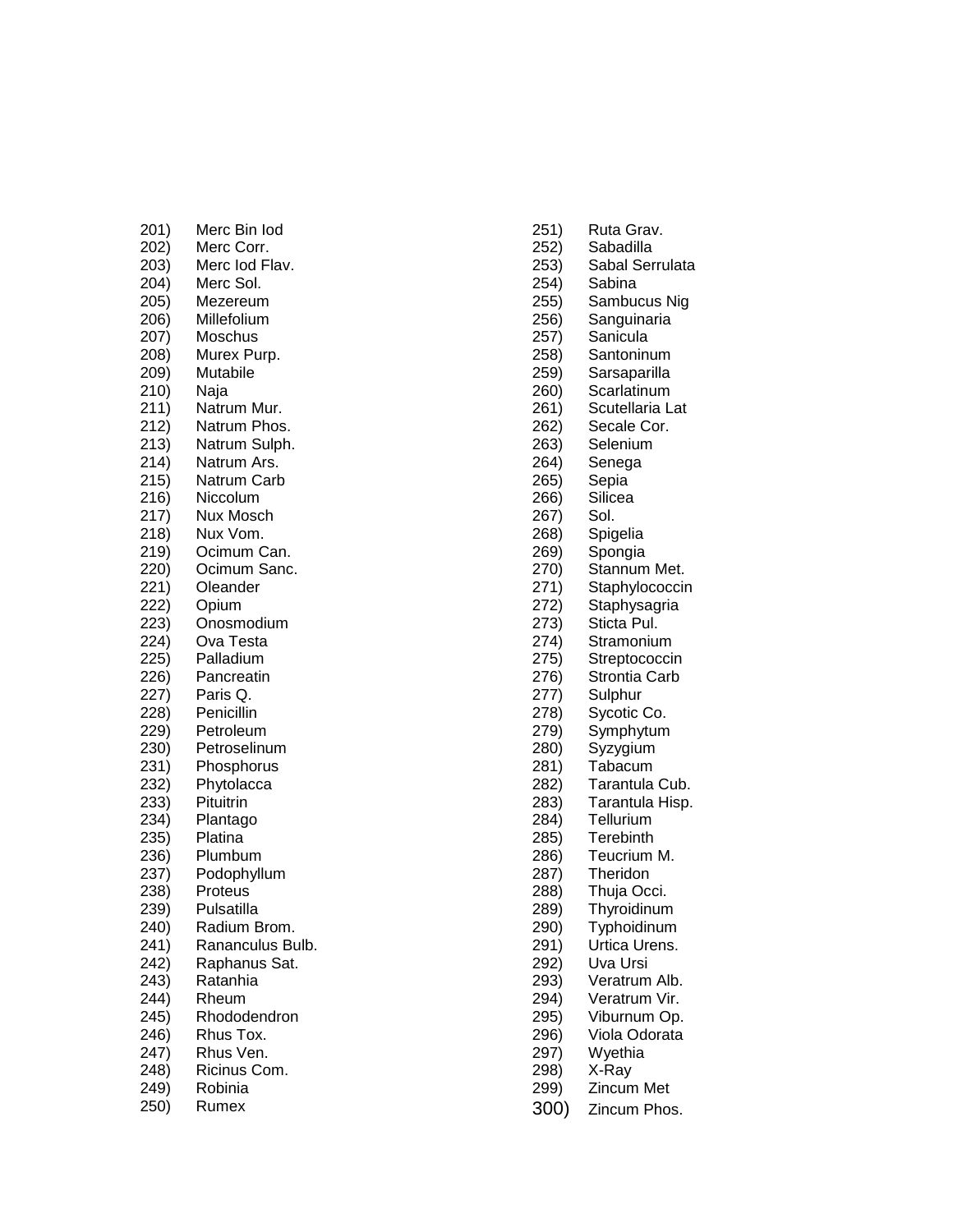201) Merc Bin Iod
202) Merc Corr.
203) Merc Iod Flav.
204) Merc Sol.
205) Mezereum
206) Millefolium
207) Moschus
208) Murex Purp.
209) Mutabile
210) Naja
211) Natrum Mur.
212) Natrum Phos.
213) Natrum Sulph.
214) Natrum Ars.
215) Natrum Carb
216) Niccolum
217) Nux Mosch
218) Nux Vom.
219) Ocimum Can.
220) Ocimum Sanc.
221) Oleander
222) Opium
223) Onosmodium
224) Ova Testa
225) Palladium
226) Pancreatin
227) Paris Q.
228) Penicillin
229) Petroleum
230) Petroselinum
231) Phosphorus
232) Phytolacca
233) Pituitrin
234) Plantago
235) Platina
236) Plumbum
237) Podophyllum
238) Proteus
239) Pulsatilla
240) Radium Brom.
241) Rananculus Bulb.
242) Raphanus Sat.
243) Ratanhia
244) Rheum
245) Rhododendron
246) Rhus Tox.
247) Rhus Ven.
248) Ricinus Com.
249) Robinia
250) Rumex
251) Ruta Grav.
252) Sabadilla
253) Sabal Serrulata
254) Sabina
255) Sambucus Nig
256) Sanguinaria
257) Sanicula
258) Santoninum
259) Sarsaparilla
260) Scarlatinum
261) Scutellaria Lat
262) Secale Cor.
263) Selenium
264) Senega
265) Sepia
266) Silicea
267) Sol.
268) Spigelia
269) Spongia
270) Stannum Met.
271) Staphylococcin
272) Staphysagria
273) Sticta Pul.
274) Stramonium
275) Streptococcin
276) Strontia Carb
277) Sulphur
278) Sycotic Co.
279) Symphytum
280) Syzygium
281) Tabacum
282) Tarantula Cub.
283) Tarantula Hisp.
284) Tellurium
285) Terebinth
286) Teucrium M.
287) Theridon
288) Thuja Occi.
289) Thyroidinum
290) Typhoidinum
291) Urtica Urens.
292) Uva Ursi
293) Veratrum Alb.
294) Veratrum Vir.
295) Viburnum Op.
296) Viola Odorata
297) Wyethia
298) X-Ray
299) Zincum Met
300) Zincum Phos.